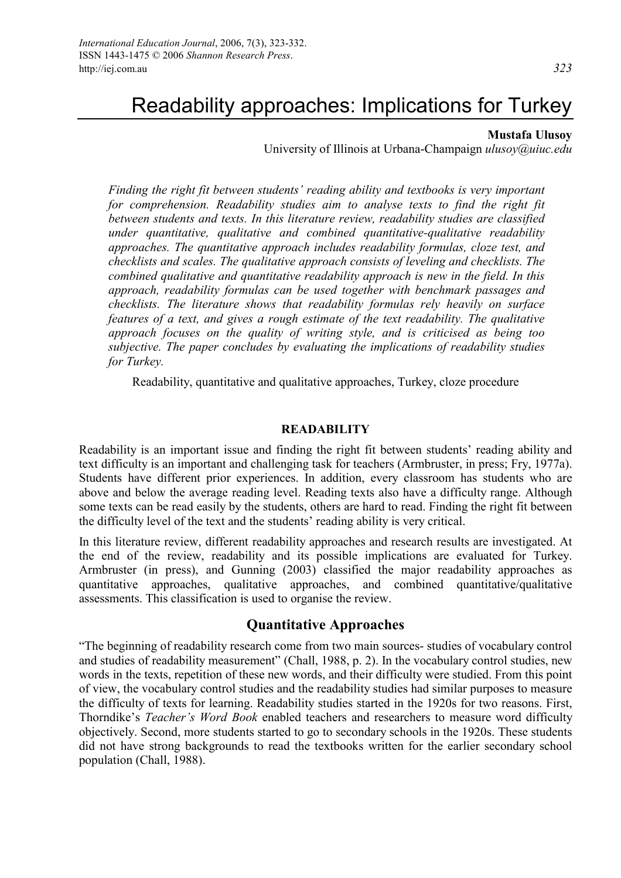# Readability approaches: Implications for Turkey

**Mustafa Ulusoy**
University of Illinois at Urbana-Champaign *ulusoy@uiuc.edu*

*Finding the right fit between students' reading ability and textbooks is very important for comprehension. Readability studies aim to analyse texts to find the right fit between students and texts. In this literature review, readability studies are classified under quantitative, qualitative and combined quantitative-qualitative readability approaches. The quantitative approach includes readability formulas, cloze test, and checklists and scales. The qualitative approach consists of leveling and checklists. The combined qualitative and quantitative readability approach is new in the field. In this approach, readability formulas can be used together with benchmark passages and checklists. The literature shows that readability formulas rely heavily on surface features of a text, and gives a rough estimate of the text readability. The qualitative approach focuses on the quality of writing style, and is criticised as being too subjective. The paper concludes by evaluating the implications of readability studies for Turkey.*

Readability, quantitative and qualitative approaches, Turkey, cloze procedure

## READABILITY

Readability is an important issue and finding the right fit between students' reading ability and text difficulty is an important and challenging task for teachers (Armbruster, in press; Fry, 1977a). Students have different prior experiences. In addition, every classroom has students who are above and below the average reading level. Reading texts also have a difficulty range. Although some texts can be read easily by the students, others are hard to read. Finding the right fit between the difficulty level of the text and the students' reading ability is very critical.

In this literature review, different readability approaches and research results are investigated. At the end of the review, readability and its possible implications are evaluated for Turkey. Armbruster (in press), and Gunning (2003) classified the major readability approaches as quantitative approaches, qualitative approaches, and combined quantitative/qualitative assessments. This classification is used to organise the review.

### Quantitative Approaches

"The beginning of readability research come from two main sources- studies of vocabulary control and studies of readability measurement" (Chall, 1988, p. 2). In the vocabulary control studies, new words in the texts, repetition of these new words, and their difficulty were studied. From this point of view, the vocabulary control studies and the readability studies had similar purposes to measure the difficulty of texts for learning. Readability studies started in the 1920s for two reasons. First, Thorndike's *Teacher's Word Book* enabled teachers and researchers to measure word difficulty objectively. Second, more students started to go to secondary schools in the 1920s. These students did not have strong backgrounds to read the textbooks written for the earlier secondary school population (Chall, 1988).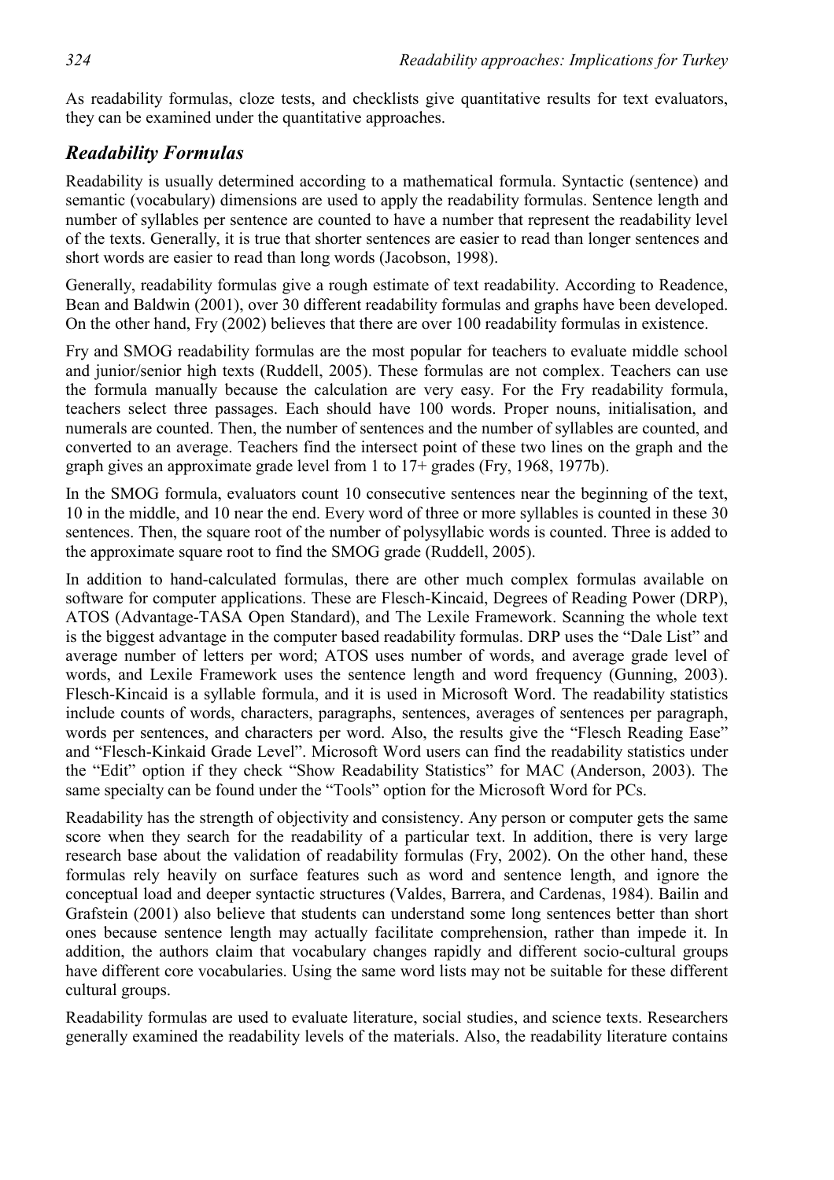As readability formulas, cloze tests, and checklists give quantitative results for text evaluators, they can be examined under the quantitative approaches.

## *Readability Formulas*

Readability is usually determined according to a mathematical formula. Syntactic (sentence) and semantic (vocabulary) dimensions are used to apply the readability formulas. Sentence length and number of syllables per sentence are counted to have a number that represent the readability level of the texts. Generally, it is true that shorter sentences are easier to read than longer sentences and short words are easier to read than long words (Jacobson, 1998).

Generally, readability formulas give a rough estimate of text readability. According to Readence, Bean and Baldwin (2001), over 30 different readability formulas and graphs have been developed. On the other hand, Fry (2002) believes that there are over 100 readability formulas in existence.

Fry and SMOG readability formulas are the most popular for teachers to evaluate middle school and junior/senior high texts (Ruddell, 2005). These formulas are not complex. Teachers can use the formula manually because the calculation are very easy. For the Fry readability formula, teachers select three passages. Each should have 100 words. Proper nouns, initialisation, and numerals are counted. Then, the number of sentences and the number of syllables are counted, and converted to an average. Teachers find the intersect point of these two lines on the graph and the graph gives an approximate grade level from 1 to 17+ grades (Fry, 1968, 1977b).

In the SMOG formula, evaluators count 10 consecutive sentences near the beginning of the text, 10 in the middle, and 10 near the end. Every word of three or more syllables is counted in these 30 sentences. Then, the square root of the number of polysyllabic words is counted. Three is added to the approximate square root to find the SMOG grade (Ruddell, 2005).

In addition to hand-calculated formulas, there are other much complex formulas available on software for computer applications. These are Flesch-Kincaid, Degrees of Reading Power (DRP), ATOS (Advantage-TASA Open Standard), and The Lexile Framework. Scanning the whole text is the biggest advantage in the computer based readability formulas. DRP uses the "Dale List" and average number of letters per word; ATOS uses number of words, and average grade level of words, and Lexile Framework uses the sentence length and word frequency (Gunning, 2003). Flesch-Kincaid is a syllable formula, and it is used in Microsoft Word. The readability statistics include counts of words, characters, paragraphs, sentences, averages of sentences per paragraph, words per sentences, and characters per word. Also, the results give the "Flesch Reading Ease" and "Flesch-Kinkaid Grade Level". Microsoft Word users can find the readability statistics under the "Edit" option if they check "Show Readability Statistics" for MAC (Anderson, 2003). The same specialty can be found under the "Tools" option for the Microsoft Word for PCs.

Readability has the strength of objectivity and consistency. Any person or computer gets the same score when they search for the readability of a particular text. In addition, there is very large research base about the validation of readability formulas (Fry, 2002). On the other hand, these formulas rely heavily on surface features such as word and sentence length, and ignore the conceptual load and deeper syntactic structures (Valdes, Barrera, and Cardenas, 1984). Bailin and Grafstein (2001) also believe that students can understand some long sentences better than short ones because sentence length may actually facilitate comprehension, rather than impede it. In addition, the authors claim that vocabulary changes rapidly and different socio-cultural groups have different core vocabularies. Using the same word lists may not be suitable for these different cultural groups.

Readability formulas are used to evaluate literature, social studies, and science texts. Researchers generally examined the readability levels of the materials. Also, the readability literature contains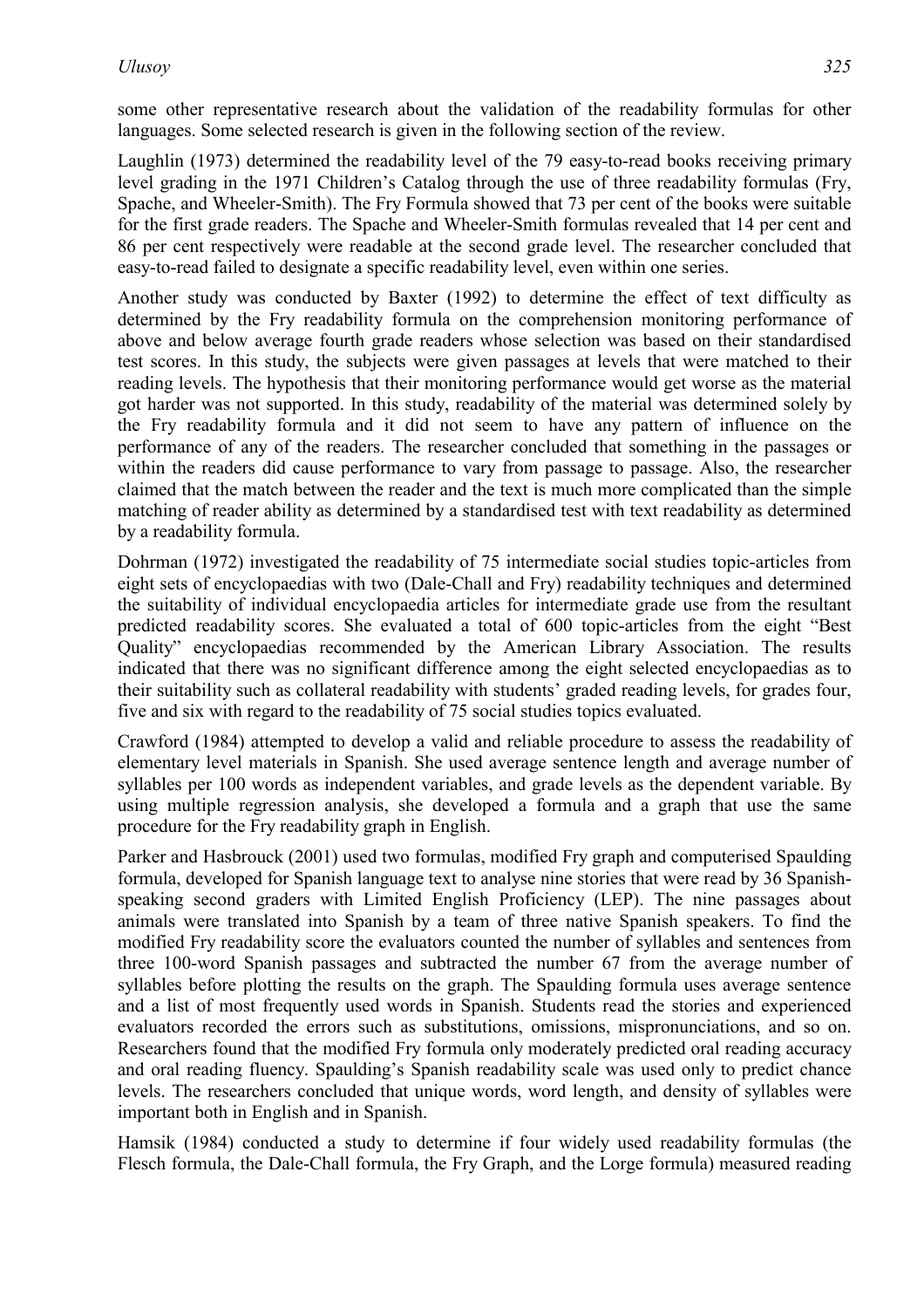some other representative research about the validation of the readability formulas for other languages. Some selected research is given in the following section of the review.

Laughlin (1973) determined the readability level of the 79 easy-to-read books receiving primary level grading in the 1971 Children's Catalog through the use of three readability formulas (Fry, Spache, and Wheeler-Smith). The Fry Formula showed that 73 per cent of the books were suitable for the first grade readers. The Spache and Wheeler-Smith formulas revealed that 14 per cent and 86 per cent respectively were readable at the second grade level. The researcher concluded that easy-to-read failed to designate a specific readability level, even within one series.

Another study was conducted by Baxter (1992) to determine the effect of text difficulty as determined by the Fry readability formula on the comprehension monitoring performance of above and below average fourth grade readers whose selection was based on their standardised test scores. In this study, the subjects were given passages at levels that were matched to their reading levels. The hypothesis that their monitoring performance would get worse as the material got harder was not supported. In this study, readability of the material was determined solely by the Fry readability formula and it did not seem to have any pattern of influence on the performance of any of the readers. The researcher concluded that something in the passages or within the readers did cause performance to vary from passage to passage. Also, the researcher claimed that the match between the reader and the text is much more complicated than the simple matching of reader ability as determined by a standardised test with text readability as determined by a readability formula.

Dohrman (1972) investigated the readability of 75 intermediate social studies topic-articles from eight sets of encyclopaedias with two (Dale-Chall and Fry) readability techniques and determined the suitability of individual encyclopaedia articles for intermediate grade use from the resultant predicted readability scores. She evaluated a total of 600 topic-articles from the eight "Best Quality" encyclopaedias recommended by the American Library Association. The results indicated that there was no significant difference among the eight selected encyclopaedias as to their suitability such as collateral readability with students' graded reading levels, for grades four, five and six with regard to the readability of 75 social studies topics evaluated.

Crawford (1984) attempted to develop a valid and reliable procedure to assess the readability of elementary level materials in Spanish. She used average sentence length and average number of syllables per 100 words as independent variables, and grade levels as the dependent variable. By using multiple regression analysis, she developed a formula and a graph that use the same procedure for the Fry readability graph in English.

Parker and Hasbrouck (2001) used two formulas, modified Fry graph and computerised Spaulding formula, developed for Spanish language text to analyse nine stories that were read by 36 Spanish-speaking second graders with Limited English Proficiency (LEP). The nine passages about animals were translated into Spanish by a team of three native Spanish speakers. To find the modified Fry readability score the evaluators counted the number of syllables and sentences from three 100-word Spanish passages and subtracted the number 67 from the average number of syllables before plotting the results on the graph. The Spaulding formula uses average sentence and a list of most frequently used words in Spanish. Students read the stories and experienced evaluators recorded the errors such as substitutions, omissions, mispronunciations, and so on. Researchers found that the modified Fry formula only moderately predicted oral reading accuracy and oral reading fluency. Spaulding's Spanish readability scale was used only to predict chance levels. The researchers concluded that unique words, word length, and density of syllables were important both in English and in Spanish.

Hamsik (1984) conducted a study to determine if four widely used readability formulas (the Flesch formula, the Dale-Chall formula, the Fry Graph, and the Lorge formula) measured reading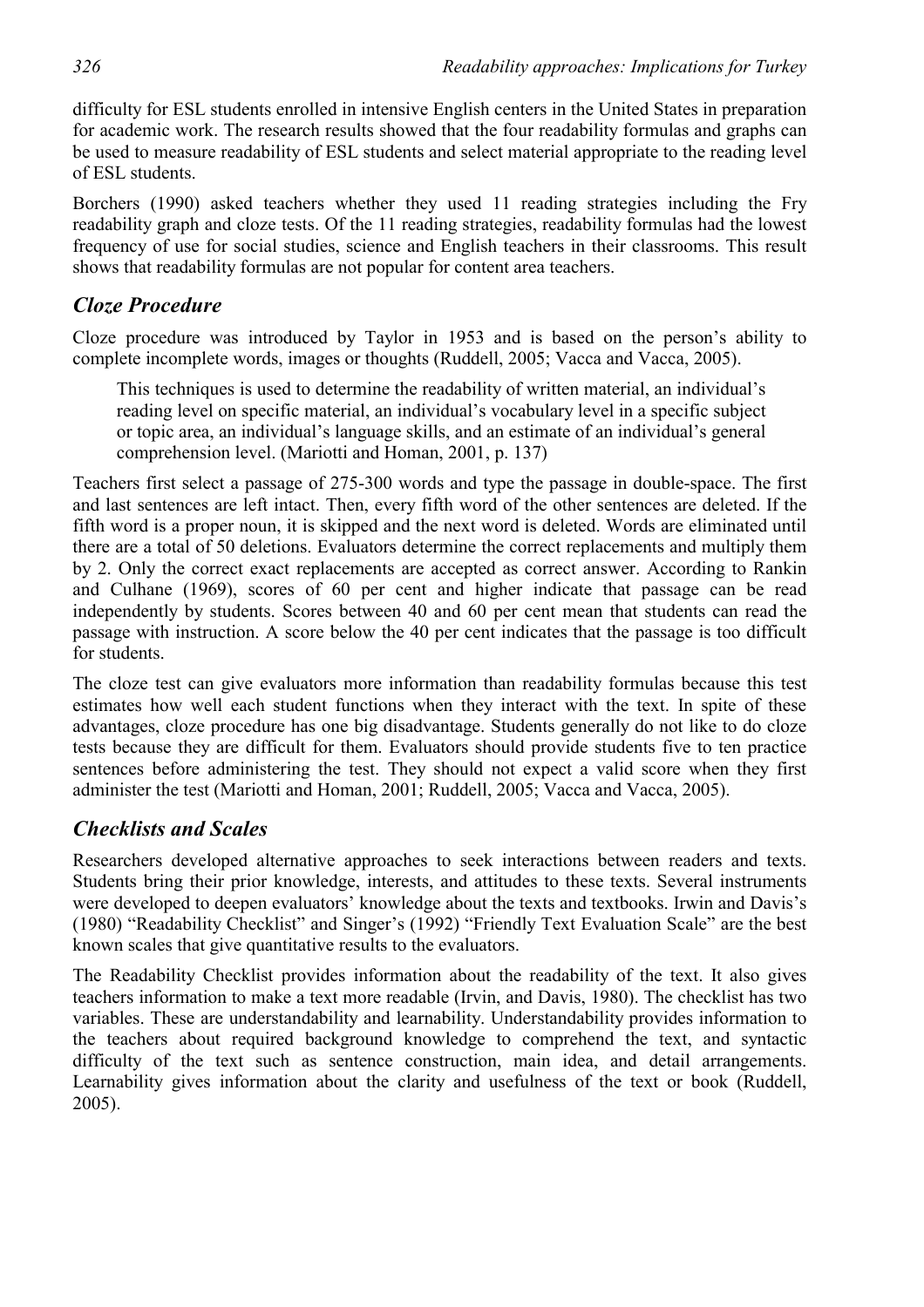difficulty for ESL students enrolled in intensive English centers in the United States in preparation for academic work. The research results showed that the four readability formulas and graphs can be used to measure readability of ESL students and select material appropriate to the reading level of ESL students.

Borchers (1990) asked teachers whether they used 11 reading strategies including the Fry readability graph and cloze tests. Of the 11 reading strategies, readability formulas had the lowest frequency of use for social studies, science and English teachers in their classrooms. This result shows that readability formulas are not popular for content area teachers.

## *Cloze Procedure*

Cloze procedure was introduced by Taylor in 1953 and is based on the person's ability to complete incomplete words, images or thoughts (Ruddell, 2005; Vacca and Vacca, 2005).

> This techniques is used to determine the readability of written material, an individual's reading level on specific material, an individual's vocabulary level in a specific subject or topic area, an individual's language skills, and an estimate of an individual's general comprehension level. (Mariotti and Homan, 2001, p. 137)

Teachers first select a passage of 275-300 words and type the passage in double-space. The first and last sentences are left intact. Then, every fifth word of the other sentences are deleted. If the fifth word is a proper noun, it is skipped and the next word is deleted. Words are eliminated until there are a total of 50 deletions. Evaluators determine the correct replacements and multiply them by 2. Only the correct exact replacements are accepted as correct answer. According to Rankin and Culhane (1969), scores of 60 per cent and higher indicate that passage can be read independently by students. Scores between 40 and 60 per cent mean that students can read the passage with instruction. A score below the 40 per cent indicates that the passage is too difficult for students.

The cloze test can give evaluators more information than readability formulas because this test estimates how well each student functions when they interact with the text. In spite of these advantages, cloze procedure has one big disadvantage. Students generally do not like to do cloze tests because they are difficult for them. Evaluators should provide students five to ten practice sentences before administering the test. They should not expect a valid score when they first administer the test (Mariotti and Homan, 2001; Ruddell, 2005; Vacca and Vacca, 2005).

## *Checklists and Scales*

Researchers developed alternative approaches to seek interactions between readers and texts. Students bring their prior knowledge, interests, and attitudes to these texts. Several instruments were developed to deepen evaluators' knowledge about the texts and textbooks. Irwin and Davis's (1980) "Readability Checklist" and Singer's (1992) "Friendly Text Evaluation Scale" are the best known scales that give quantitative results to the evaluators.

The Readability Checklist provides information about the readability of the text. It also gives teachers information to make a text more readable (Irvin, and Davis, 1980). The checklist has two variables. These are understandability and learnability. Understandability provides information to the teachers about required background knowledge to comprehend the text, and syntactic difficulty of the text such as sentence construction, main idea, and detail arrangements. Learnability gives information about the clarity and usefulness of the text or book (Ruddell, 2005).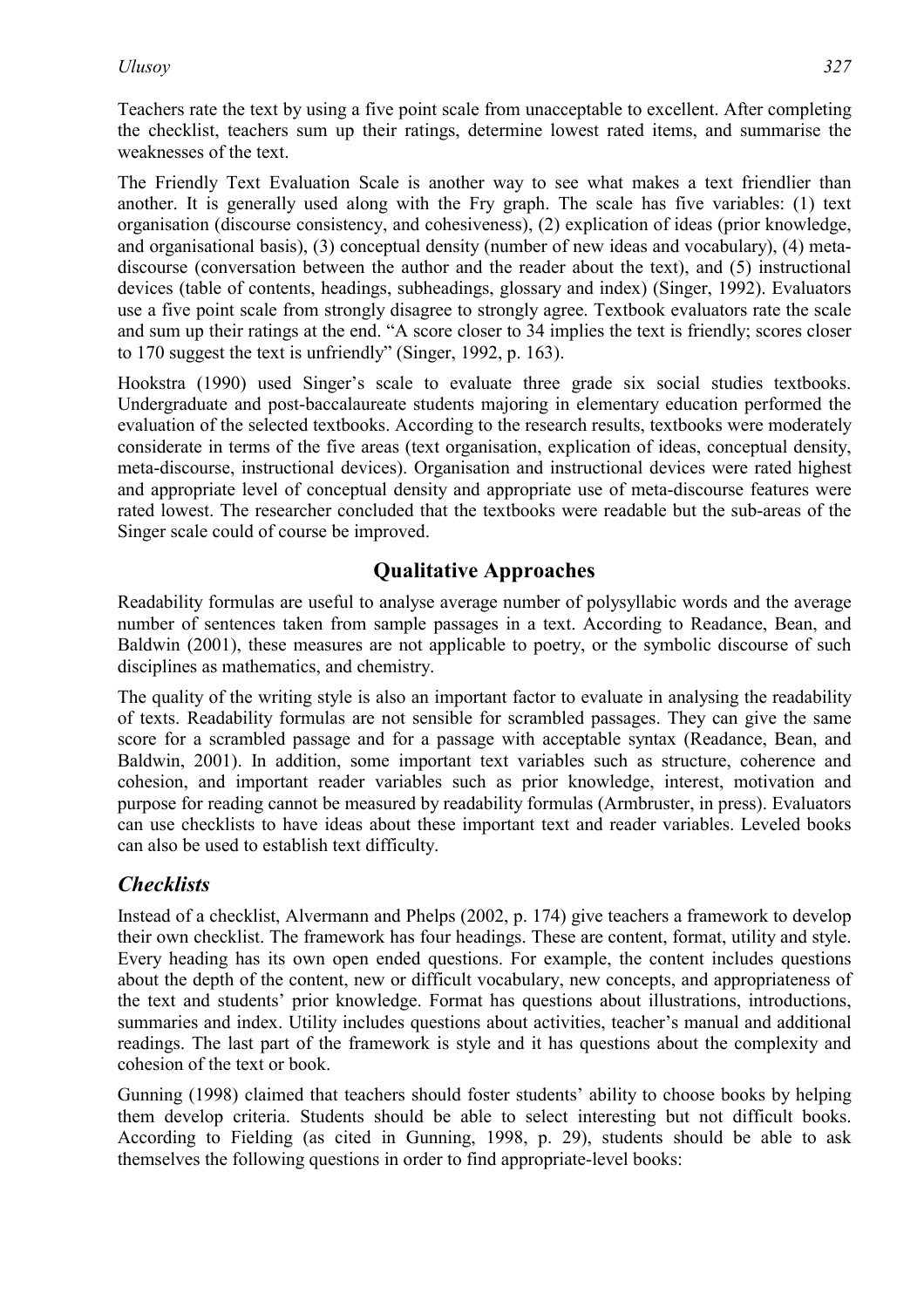Teachers rate the text by using a five point scale from unacceptable to excellent. After completing the checklist, teachers sum up their ratings, determine lowest rated items, and summarise the weaknesses of the text.

The Friendly Text Evaluation Scale is another way to see what makes a text friendlier than another. It is generally used along with the Fry graph. The scale has five variables: (1) text organisation (discourse consistency, and cohesiveness), (2) explication of ideas (prior knowledge, and organisational basis), (3) conceptual density (number of new ideas and vocabulary), (4) meta-discourse (conversation between the author and the reader about the text), and (5) instructional devices (table of contents, headings, subheadings, glossary and index) (Singer, 1992). Evaluators use a five point scale from strongly disagree to strongly agree. Textbook evaluators rate the scale and sum up their ratings at the end. "A score closer to 34 implies the text is friendly; scores closer to 170 suggest the text is unfriendly" (Singer, 1992, p. 163).

Hookstra (1990) used Singer's scale to evaluate three grade six social studies textbooks. Undergraduate and post-baccalaureate students majoring in elementary education performed the evaluation of the selected textbooks. According to the research results, textbooks were moderately considerate in terms of the five areas (text organisation, explication of ideas, conceptual density, meta-discourse, instructional devices). Organisation and instructional devices were rated highest and appropriate level of conceptual density and appropriate use of meta-discourse features were rated lowest. The researcher concluded that the textbooks were readable but the sub-areas of the Singer scale could of course be improved.

## Qualitative Approaches

Readability formulas are useful to analyse average number of polysyllabic words and the average number of sentences taken from sample passages in a text. According to Readance, Bean, and Baldwin (2001), these measures are not applicable to poetry, or the symbolic discourse of such disciplines as mathematics, and chemistry.

The quality of the writing style is also an important factor to evaluate in analysing the readability of texts. Readability formulas are not sensible for scrambled passages. They can give the same score for a scrambled passage and for a passage with acceptable syntax (Readance, Bean, and Baldwin, 2001). In addition, some important text variables such as structure, coherence and cohesion, and important reader variables such as prior knowledge, interest, motivation and purpose for reading cannot be measured by readability formulas (Armbruster, in press). Evaluators can use checklists to have ideas about these important text and reader variables. Leveled books can also be used to establish text difficulty.

### *Checklists*

Instead of a checklist, Alvermann and Phelps (2002, p. 174) give teachers a framework to develop their own checklist. The framework has four headings. These are content, format, utility and style. Every heading has its own open ended questions. For example, the content includes questions about the depth of the content, new or difficult vocabulary, new concepts, and appropriateness of the text and students' prior knowledge. Format has questions about illustrations, introductions, summaries and index. Utility includes questions about activities, teacher's manual and additional readings. The last part of the framework is style and it has questions about the complexity and cohesion of the text or book.

Gunning (1998) claimed that teachers should foster students' ability to choose books by helping them develop criteria. Students should be able to select interesting but not difficult books. According to Fielding (as cited in Gunning, 1998, p. 29), students should be able to ask themselves the following questions in order to find appropriate-level books: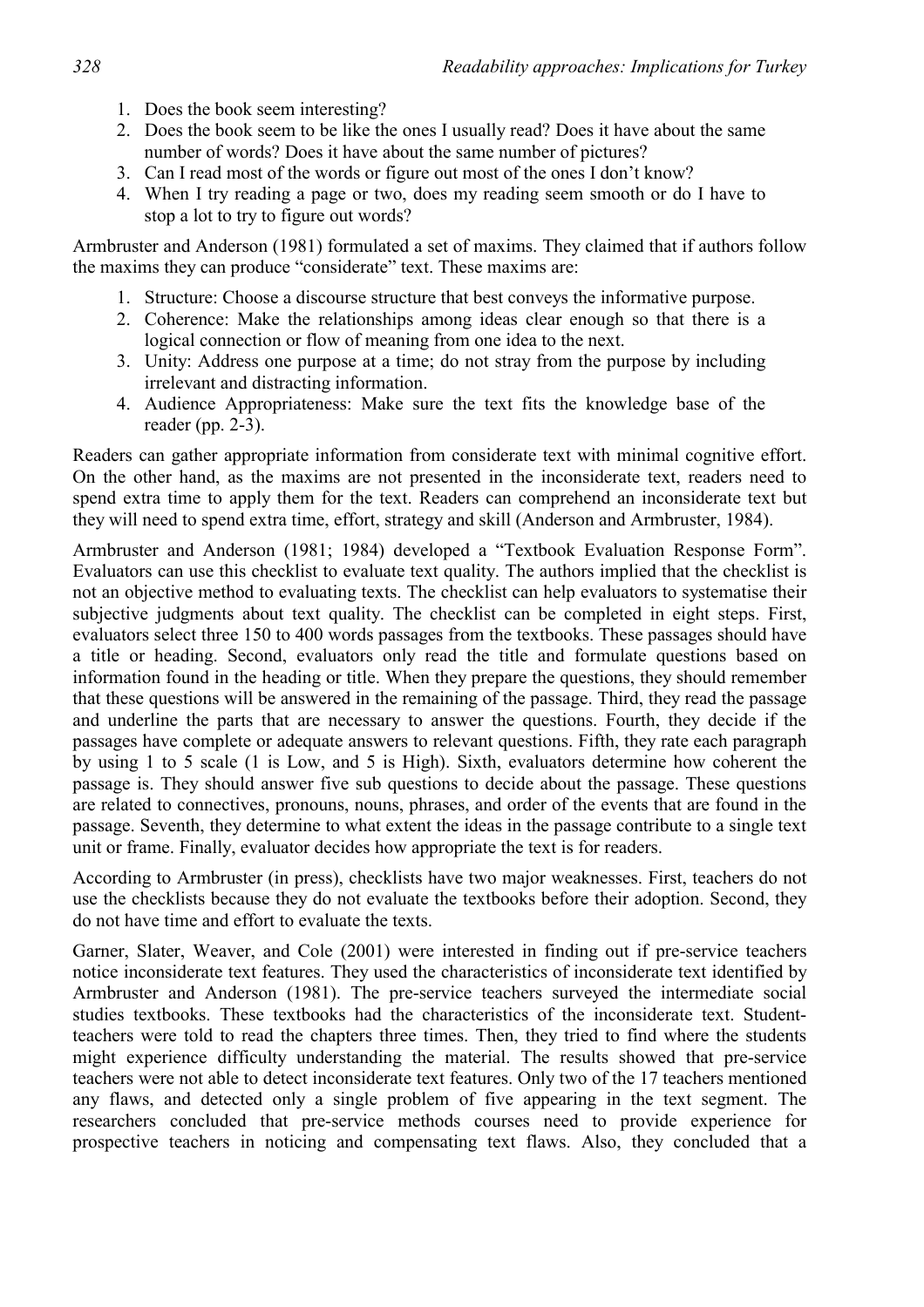1. Does the book seem interesting?
2. Does the book seem to be like the ones I usually read? Does it have about the same number of words? Does it have about the same number of pictures?
3. Can I read most of the words or figure out most of the ones I don't know?
4. When I try reading a page or two, does my reading seem smooth or do I have to stop a lot to try to figure out words?

Armbruster and Anderson (1981) formulated a set of maxims. They claimed that if authors follow the maxims they can produce "considerate" text. These maxims are:

1. Structure: Choose a discourse structure that best conveys the informative purpose.
2. Coherence: Make the relationships among ideas clear enough so that there is a logical connection or flow of meaning from one idea to the next.
3. Unity: Address one purpose at a time; do not stray from the purpose by including irrelevant and distracting information.
4. Audience Appropriateness: Make sure the text fits the knowledge base of the reader (pp. 2-3).

Readers can gather appropriate information from considerate text with minimal cognitive effort. On the other hand, as the maxims are not presented in the inconsiderate text, readers need to spend extra time to apply them for the text. Readers can comprehend an inconsiderate text but they will need to spend extra time, effort, strategy and skill (Anderson and Armbruster, 1984).

Armbruster and Anderson (1981; 1984) developed a "Textbook Evaluation Response Form". Evaluators can use this checklist to evaluate text quality. The authors implied that the checklist is not an objective method to evaluating texts. The checklist can help evaluators to systematise their subjective judgments about text quality. The checklist can be completed in eight steps. First, evaluators select three 150 to 400 words passages from the textbooks. These passages should have a title or heading. Second, evaluators only read the title and formulate questions based on information found in the heading or title. When they prepare the questions, they should remember that these questions will be answered in the remaining of the passage. Third, they read the passage and underline the parts that are necessary to answer the questions. Fourth, they decide if the passages have complete or adequate answers to relevant questions. Fifth, they rate each paragraph by using 1 to 5 scale (1 is Low, and 5 is High). Sixth, evaluators determine how coherent the passage is. They should answer five sub questions to decide about the passage. These questions are related to connectives, pronouns, nouns, phrases, and order of the events that are found in the passage. Seventh, they determine to what extent the ideas in the passage contribute to a single text unit or frame. Finally, evaluator decides how appropriate the text is for readers.

According to Armbruster (in press), checklists have two major weaknesses. First, teachers do not use the checklists because they do not evaluate the textbooks before their adoption. Second, they do not have time and effort to evaluate the texts.

Garner, Slater, Weaver, and Cole (2001) were interested in finding out if pre-service teachers notice inconsiderate text features. They used the characteristics of inconsiderate text identified by Armbruster and Anderson (1981). The pre-service teachers surveyed the intermediate social studies textbooks. These textbooks had the characteristics of the inconsiderate text. Student-teachers were told to read the chapters three times. Then, they tried to find where the students might experience difficulty understanding the material. The results showed that pre-service teachers were not able to detect inconsiderate text features. Only two of the 17 teachers mentioned any flaws, and detected only a single problem of five appearing in the text segment. The researchers concluded that pre-service methods courses need to provide experience for prospective teachers in noticing and compensating text flaws. Also, they concluded that a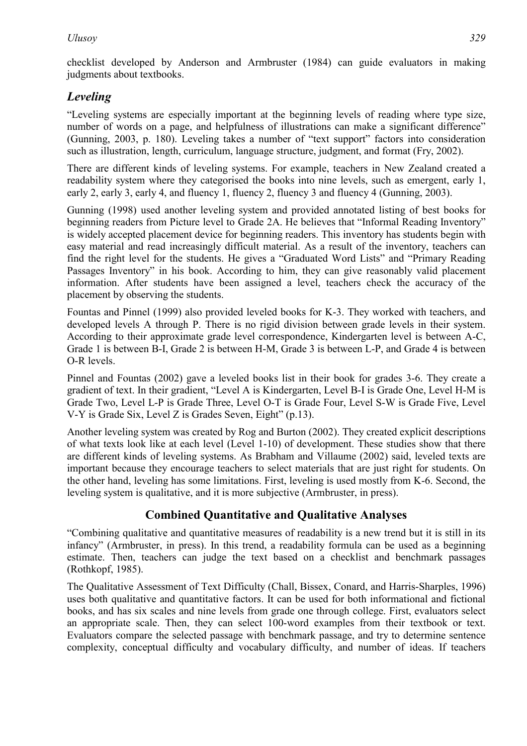checklist developed by Anderson and Armbruster (1984) can guide evaluators in making judgments about textbooks.

### *Leveling*

"Leveling systems are especially important at the beginning levels of reading where type size, number of words on a page, and helpfulness of illustrations can make a significant difference" (Gunning, 2003, p. 180). Leveling takes a number of "text support" factors into consideration such as illustration, length, curriculum, language structure, judgment, and format (Fry, 2002).

There are different kinds of leveling systems. For example, teachers in New Zealand created a readability system where they categorised the books into nine levels, such as emergent, early 1, early 2, early 3, early 4, and fluency 1, fluency 2, fluency 3 and fluency 4 (Gunning, 2003).

Gunning (1998) used another leveling system and provided annotated listing of best books for beginning readers from Picture level to Grade 2A. He believes that "Informal Reading Inventory" is widely accepted placement device for beginning readers. This inventory has students begin with easy material and read increasingly difficult material. As a result of the inventory, teachers can find the right level for the students. He gives a "Graduated Word Lists" and "Primary Reading Passages Inventory" in his book. According to him, they can give reasonably valid placement information. After students have been assigned a level, teachers check the accuracy of the placement by observing the students.

Fountas and Pinnel (1999) also provided leveled books for K-3. They worked with teachers, and developed levels A through P. There is no rigid division between grade levels in their system. According to their approximate grade level correspondence, Kindergarten level is between A-C, Grade 1 is between B-I, Grade 2 is between H-M, Grade 3 is between L-P, and Grade 4 is between O-R levels.

Pinnel and Fountas (2002) gave a leveled books list in their book for grades 3-6. They create a gradient of text. In their gradient, "Level A is Kindergarten, Level B-I is Grade One, Level H-M is Grade Two, Level L-P is Grade Three, Level O-T is Grade Four, Level S-W is Grade Five, Level V-Y is Grade Six, Level Z is Grades Seven, Eight" (p.13).

Another leveling system was created by Rog and Burton (2002). They created explicit descriptions of what texts look like at each level (Level 1-10) of development. These studies show that there are different kinds of leveling systems. As Brabham and Villaume (2002) said, leveled texts are important because they encourage teachers to select materials that are just right for students. On the other hand, leveling has some limitations. First, leveling is used mostly from K-6. Second, the leveling system is qualitative, and it is more subjective (Armbruster, in press).

## Combined Quantitative and Qualitative Analyses

"Combining qualitative and quantitative measures of readability is a new trend but it is still in its infancy" (Armbruster, in press). In this trend, a readability formula can be used as a beginning estimate. Then, teachers can judge the text based on a checklist and benchmark passages (Rothkopf, 1985).

The Qualitative Assessment of Text Difficulty (Chall, Bissex, Conard, and Harris-Sharples, 1996) uses both qualitative and quantitative factors. It can be used for both informational and fictional books, and has six scales and nine levels from grade one through college. First, evaluators select an appropriate scale. Then, they can select 100-word examples from their textbook or text. Evaluators compare the selected passage with benchmark passage, and try to determine sentence complexity, conceptual difficulty and vocabulary difficulty, and number of ideas. If teachers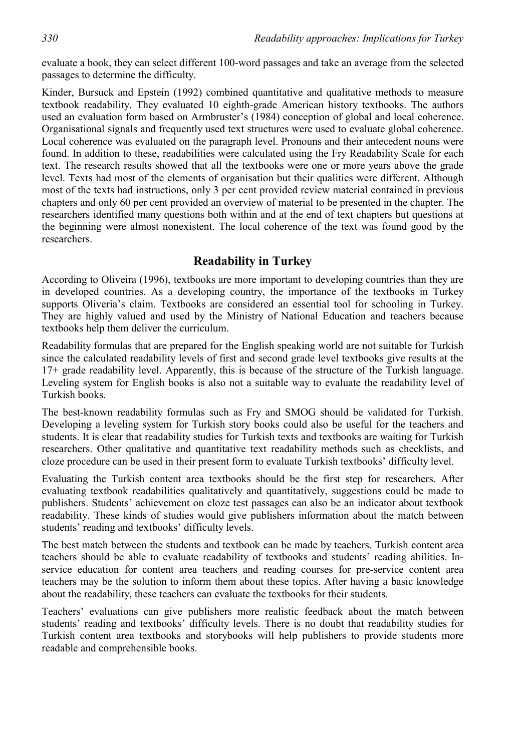evaluate a book, they can select different 100-word passages and take an average from the selected passages to determine the difficulty.

Kinder, Bursuck and Epstein (1992) combined quantitative and qualitative methods to measure textbook readability. They evaluated 10 eighth-grade American history textbooks. The authors used an evaluation form based on Armbruster's (1984) conception of global and local coherence. Organisational signals and frequently used text structures were used to evaluate global coherence. Local coherence was evaluated on the paragraph level. Pronouns and their antecedent nouns were found. In addition to these, readabilities were calculated using the Fry Readability Scale for each text. The research results showed that all the textbooks were one or more years above the grade level. Texts had most of the elements of organisation but their qualities were different. Although most of the texts had instructions, only 3 per cent provided review material contained in previous chapters and only 60 per cent provided an overview of material to be presented in the chapter. The researchers identified many questions both within and at the end of text chapters but questions at the beginning were almost nonexistent. The local coherence of the text was found good by the researchers.

## Readability in Turkey

According to Oliveira (1996), textbooks are more important to developing countries than they are in developed countries. As a developing country, the importance of the textbooks in Turkey supports Oliveria's claim. Textbooks are considered an essential tool for schooling in Turkey. They are highly valued and used by the Ministry of National Education and teachers because textbooks help them deliver the curriculum.

Readability formulas that are prepared for the English speaking world are not suitable for Turkish since the calculated readability levels of first and second grade level textbooks give results at the 17+ grade readability level. Apparently, this is because of the structure of the Turkish language. Leveling system for English books is also not a suitable way to evaluate the readability level of Turkish books.

The best-known readability formulas such as Fry and SMOG should be validated for Turkish. Developing a leveling system for Turkish story books could also be useful for the teachers and students. It is clear that readability studies for Turkish texts and textbooks are waiting for Turkish researchers. Other qualitative and quantitative text readability methods such as checklists, and cloze procedure can be used in their present form to evaluate Turkish textbooks' difficulty level.

Evaluating the Turkish content area textbooks should be the first step for researchers. After evaluating textbook readabilities qualitatively and quantitatively, suggestions could be made to publishers. Students' achievement on cloze test passages can also be an indicator about textbook readability. These kinds of studies would give publishers information about the match between students' reading and textbooks' difficulty levels.

The best match between the students and textbook can be made by teachers. Turkish content area teachers should be able to evaluate readability of textbooks and students' reading abilities. In-service education for content area teachers and reading courses for pre-service content area teachers may be the solution to inform them about these topics. After having a basic knowledge about the readability, these teachers can evaluate the textbooks for their students.

Teachers' evaluations can give publishers more realistic feedback about the match between students' reading and textbooks' difficulty levels. There is no doubt that readability studies for Turkish content area textbooks and storybooks will help publishers to provide students more readable and comprehensible books.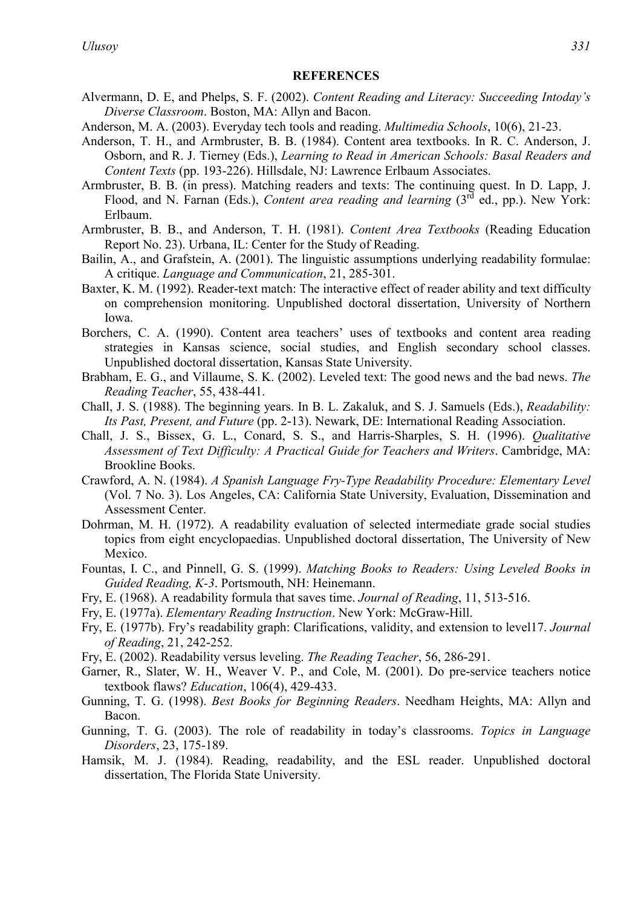## REFERENCES

Alvermann, D. E, and Phelps, S. F. (2002). *Content Reading and Literacy: Succeeding Intoday's Diverse Classroom*. Boston, MA: Allyn and Bacon.

Anderson, M. A. (2003). Everyday tech tools and reading. *Multimedia Schools*, 10(6), 21-23.

Anderson, T. H., and Armbruster, B. B. (1984). Content area textbooks. In R. C. Anderson, J. Osborn, and R. J. Tierney (Eds.), *Learning to Read in American Schools: Basal Readers and Content Texts* (pp. 193-226). Hillsdale, NJ: Lawrence Erlbaum Associates.

Armbruster, B. B. (in press). Matching readers and texts: The continuing quest. In D. Lapp, J. Flood, and N. Farnan (Eds.), *Content area reading and learning* (3rd ed., pp.). New York: Erlbaum.

Armbruster, B. B., and Anderson, T. H. (1981). *Content Area Textbooks* (Reading Education Report No. 23). Urbana, IL: Center for the Study of Reading.

Bailin, A., and Grafstein, A. (2001). The linguistic assumptions underlying readability formulae: A critique. *Language and Communication*, 21, 285-301.

Baxter, K. M. (1992). Reader-text match: The interactive effect of reader ability and text difficulty on comprehension monitoring. Unpublished doctoral dissertation, University of Northern Iowa.

Borchers, C. A. (1990). Content area teachers' uses of textbooks and content area reading strategies in Kansas science, social studies, and English secondary school classes. Unpublished doctoral dissertation, Kansas State University.

Brabham, E. G., and Villaume, S. K. (2002). Leveled text: The good news and the bad news. *The Reading Teacher*, 55, 438-441.

Chall, J. S. (1988). The beginning years. In B. L. Zakaluk, and S. J. Samuels (Eds.), *Readability: Its Past, Present, and Future* (pp. 2-13). Newark, DE: International Reading Association.

Chall, J. S., Bissex, G. L., Conard, S. S., and Harris-Sharples, S. H. (1996). *Qualitative Assessment of Text Difficulty: A Practical Guide for Teachers and Writers*. Cambridge, MA: Brookline Books.

Crawford, A. N. (1984). *A Spanish Language Fry-Type Readability Procedure: Elementary Level* (Vol. 7 No. 3). Los Angeles, CA: California State University, Evaluation, Dissemination and Assessment Center.

Dohrman, M. H. (1972). A readability evaluation of selected intermediate grade social studies topics from eight encyclopaedias. Unpublished doctoral dissertation, The University of New Mexico.

Fountas, I. C., and Pinnell, G. S. (1999). *Matching Books to Readers: Using Leveled Books in Guided Reading, K-3*. Portsmouth, NH: Heinemann.

Fry, E. (1968). A readability formula that saves time. *Journal of Reading*, 11, 513-516.

Fry, E. (1977a). *Elementary Reading Instruction*. New York: McGraw-Hill.

Fry, E. (1977b). Fry's readability graph: Clarifications, validity, and extension to level17. *Journal of Reading*, 21, 242-252.

Fry, E. (2002). Readability versus leveling. *The Reading Teacher*, 56, 286-291.

Garner, R., Slater, W. H., Weaver V. P., and Cole, M. (2001). Do pre-service teachers notice textbook flaws? *Education*, 106(4), 429-433.

Gunning, T. G. (1998). *Best Books for Beginning Readers*. Needham Heights, MA: Allyn and Bacon.

Gunning, T. G. (2003). The role of readability in today's classrooms. *Topics in Language Disorders*, 23, 175-189.

Hamsik, M. J. (1984). Reading, readability, and the ESL reader. Unpublished doctoral dissertation, The Florida State University.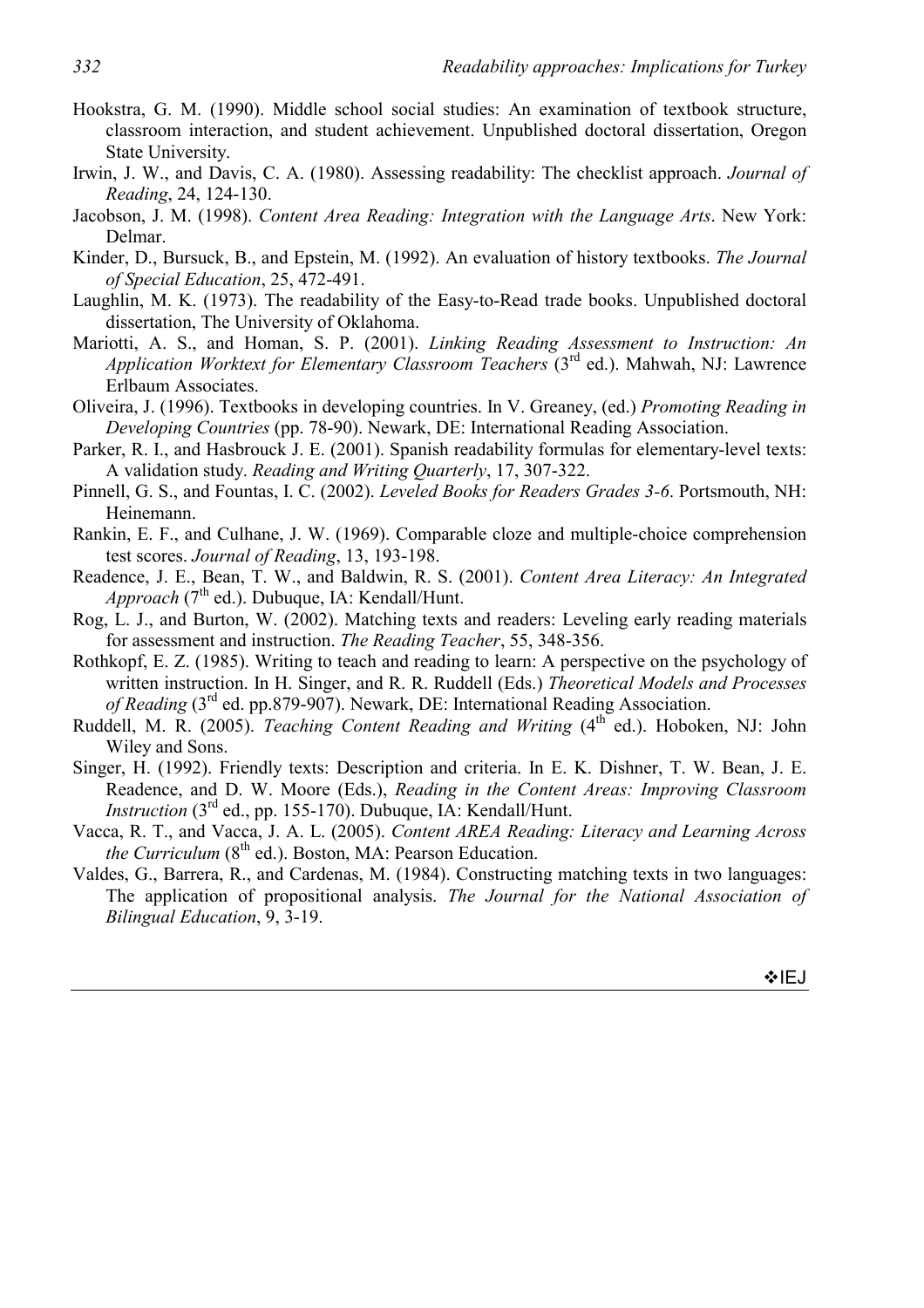Hookstra, G. M. (1990). Middle school social studies: An examination of textbook structure, classroom interaction, and student achievement. Unpublished doctoral dissertation, Oregon State University.

Irwin, J. W., and Davis, C. A. (1980). Assessing readability: The checklist approach. *Journal of Reading*, 24, 124-130.

Jacobson, J. M. (1998). *Content Area Reading: Integration with the Language Arts*. New York: Delmar.

Kinder, D., Bursuck, B., and Epstein, M. (1992). An evaluation of history textbooks. *The Journal of Special Education*, 25, 472-491.

Laughlin, M. K. (1973). The readability of the Easy-to-Read trade books. Unpublished doctoral dissertation, The University of Oklahoma.

Mariotti, A. S., and Homan, S. P. (2001). *Linking Reading Assessment to Instruction: An Application Worktext for Elementary Classroom Teachers* (3rd ed.). Mahwah, NJ: Lawrence Erlbaum Associates.

Oliveira, J. (1996). Textbooks in developing countries. In V. Greaney, (ed.) *Promoting Reading in Developing Countries* (pp. 78-90). Newark, DE: International Reading Association.

Parker, R. I., and Hasbrouck J. E. (2001). Spanish readability formulas for elementary-level texts: A validation study. *Reading and Writing Quarterly*, 17, 307-322.

Pinnell, G. S., and Fountas, I. C. (2002). *Leveled Books for Readers Grades 3-6*. Portsmouth, NH: Heinemann.

Rankin, E. F., and Culhane, J. W. (1969). Comparable cloze and multiple-choice comprehension test scores. *Journal of Reading*, 13, 193-198.

Readence, J. E., Bean, T. W., and Baldwin, R. S. (2001). *Content Area Literacy: An Integrated Approach* (7th ed.). Dubuque, IA: Kendall/Hunt.

Rog, L. J., and Burton, W. (2002). Matching texts and readers: Leveling early reading materials for assessment and instruction. *The Reading Teacher*, 55, 348-356.

Rothkopf, E. Z. (1985). Writing to teach and reading to learn: A perspective on the psychology of written instruction. In H. Singer, and R. R. Ruddell (Eds.) *Theoretical Models and Processes of Reading* (3rd ed. pp.879-907). Newark, DE: International Reading Association.

Ruddell, M. R. (2005). *Teaching Content Reading and Writing* (4th ed.). Hoboken, NJ: John Wiley and Sons.

Singer, H. (1992). Friendly texts: Description and criteria. In E. K. Dishner, T. W. Bean, J. E. Readence, and D. W. Moore (Eds.), *Reading in the Content Areas: Improving Classroom Instruction* (3rd ed., pp. 155-170). Dubuque, IA: Kendall/Hunt.

Vacca, R. T., and Vacca, J. A. L. (2005). *Content AREA Reading: Literacy and Learning Across the Curriculum* (8th ed.). Boston, MA: Pearson Education.

Valdes, G., Barrera, R., and Cardenas, M. (1984). Constructing matching texts in two languages: The application of propositional analysis. *The Journal for the National Association of Bilingual Education*, 9, 3-19.

❖IEJ